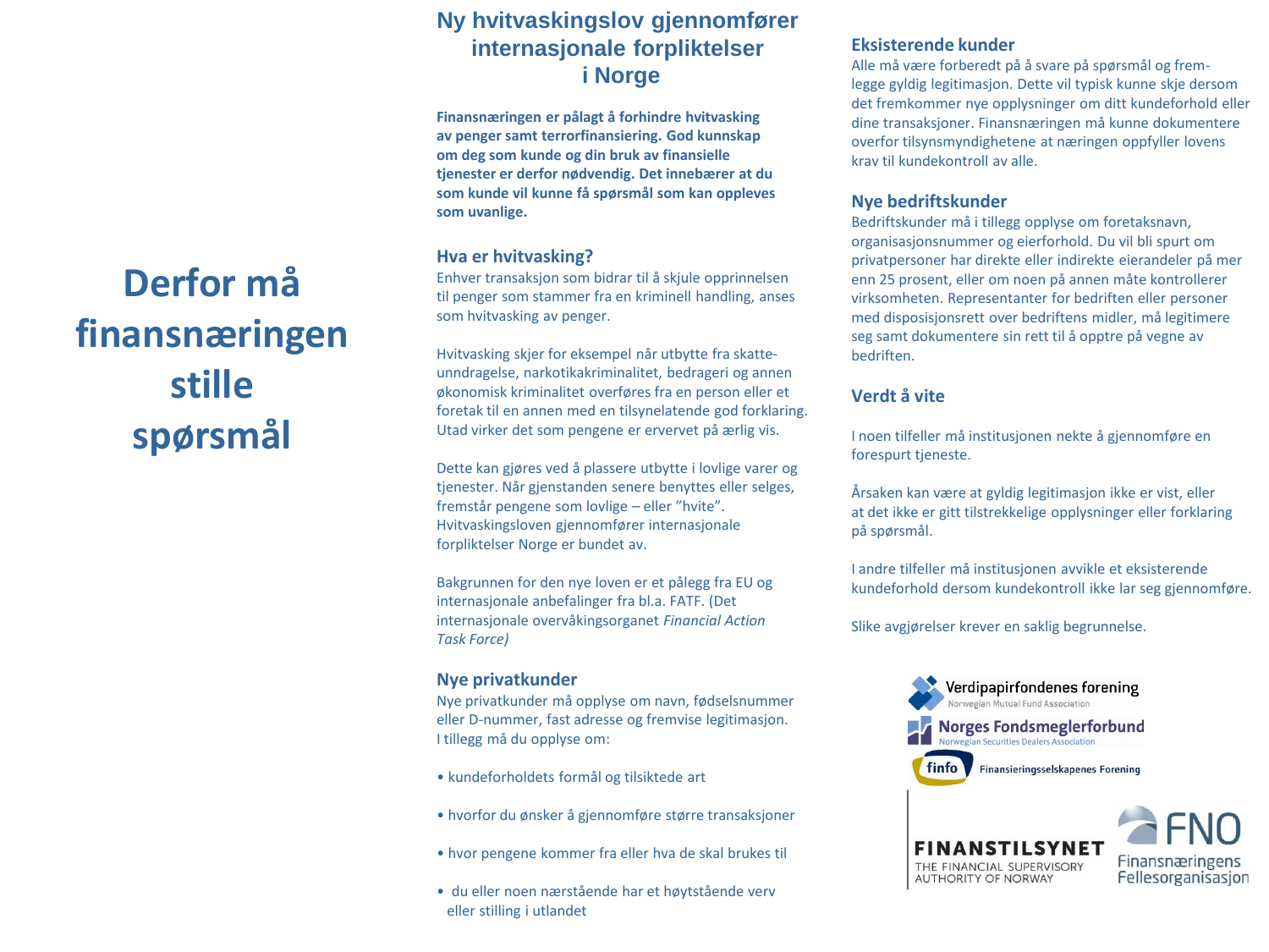# Derfor må finansnæringen stille spørsmål

## Ny hvitvaskingslov gjennomfører internasjonale forpliktelser i Norge

**Finansnæringen er pålagt å forhindre hvitvasking av penger samt terrorfinansiering. God kunnskap om deg som kunde og din bruk av finansielle tjenester er derfor nødvendig. Det innebærer at du som kunde vil kunne få spørsmål som kan oppleves som uvanlige.**

### Hva er hvitvasking?

Enhver transaksjon som bidrar til å skjule opprinnelsen til penger som stammer fra en kriminell handling, anses som hvitvasking av penger.

Hvitvasking skjer for eksempel når utbytte fra skatteunndragelse, narkotikakriminalitet, bedrageri og annen økonomisk kriminalitet overføres fra en person eller et foretak til en annen med en tilsynelatende god forklaring. Utad virker det som pengene er ervervet på ærlig vis.

Dette kan gjøres ved å plassere utbytte i lovlige varer og tjenester. Når gjenstanden senere benyttes eller selges, fremstår pengene som lovlige – eller ”hvite”. Hvitvaskingsloven gjennomfører internasjonale forpliktelser Norge er bundet av.

Bakgrunnen for den nye loven er et pålegg fra EU og internasjonale anbefalinger fra bl.a. FATF. (Det internasjonale overvåkingsorganet *Financial Action Task Force)*

### Nye privatkunder

Nye privatkunder må opplyse om navn, fødselsnummer eller D-nummer, fast adresse og fremvise legitimasjon. I tillegg må du opplyse om:

- kundeforholdets formål og tilsiktede art
- hvorfor du ønsker å gjennomføre større transaksjoner
- hvor pengene kommer fra eller hva de skal brukes til
- du eller noen nærstående har et høytstående verv eller stilling i utlandet

### Eksisterende kunder

Alle må være forberedt på å svare på spørsmål og fremlegge gyldig legitimasjon. Dette vil typisk kunne skje dersom det fremkommer nye opplysninger om ditt kundeforhold eller dine transaksjoner. Finansnæringen må kunne dokumentere overfor tilsynsmyndighetene at næringen oppfyller lovens krav til kundekontroll av alle.

### Nye bedriftskunder

Bedriftskunder må i tillegg opplyse om foretaksnavn, organisasjonsnummer og eierforhold. Du vil bli spurt om privatpersoner har direkte eller indirekte eierandeler på mer enn 25 prosent, eller om noen på annen måte kontrollerer virksomheten. Representanter for bedriften eller personer med disposisjonsrett over bedriftens midler, må legitimere seg samt dokumentere sin rett til å opptre på vegne av bedriften.

### Verdt å vite

I noen tilfeller må institusjonen nekte å gjennomføre en forespurt tjeneste.

Årsaken kan være at gyldig legitimasjon ikke er vist, eller at det ikke er gitt tilstrekkelige opplysninger eller forklaring på spørsmål.

I andre tilfeller må institusjonen avvikle et eksisterende kundeforhold dersom kundekontroll ikke lar seg gjennomføre.

Slike avgjørelser krever en saklig begrunnelse.

Verdipapirfondenes forening – Norwegian Mutual Fund Association
Norges Fondsmeglerforbund – Norwegian Securities Dealers Association
finfo – Finansieringsselskapenes Forening
FINANSTILSYNET – THE FINANCIAL SUPERVISORY AUTHORITY OF NORWAY
FNO – Finansnæringens Fellesorganisasjon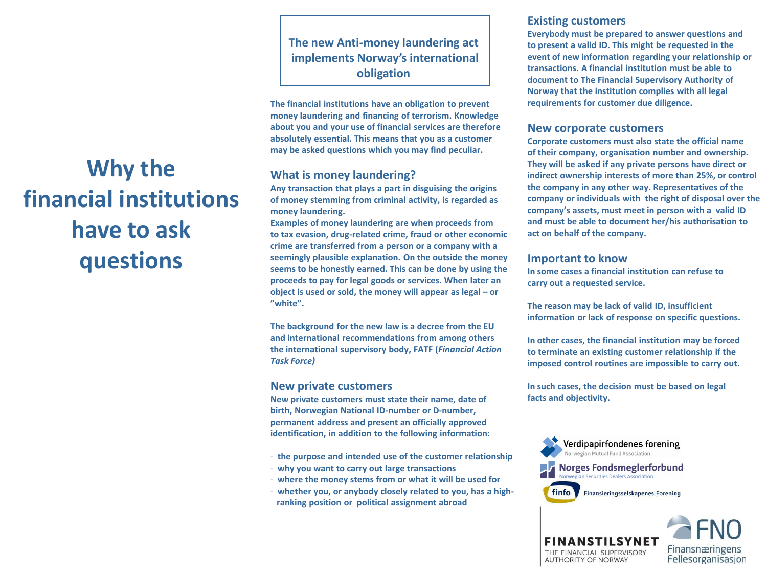# Why the financial institutions have to ask questions

## The new Anti-money laundering act implements Norway's international obligation

The financial institutions have an obligation to prevent money laundering and financing of terrorism. Knowledge about you and your use of financial services are therefore absolutely essential. This means that you as a customer may be asked questions which you may find peculiar.

### What is money laundering?

Any transaction that plays a part in disguising the origins of money stemming from criminal activity, is regarded as money laundering.

Examples of money laundering are when proceeds from to tax evasion, drug-related crime, fraud or other economic crime are transferred from a person or a company with a seemingly plausible explanation. On the outside the money seems to be honestly earned. This can be done by using the proceeds to pay for legal goods or services. When later an object is used or sold, the money will appear as legal – or "white".

The background for the new law is a decree from the EU and international recommendations from among others the international supervisory body, FATF (*Financial Action Task Force)*

### New private customers

New private customers must state their name, date of birth, Norwegian National ID-number or D-number, permanent address and present an officially approved identification, in addition to the following information:

- the purpose and intended use of the customer relationship
- why you want to carry out large transactions
- where the money stems from or what it will be used for
- whether you, or anybody closely related to you, has a high-ranking position or political assignment abroad

### Existing customers

Everybody must be prepared to answer questions and to present a valid ID. This might be requested in the event of new information regarding your relationship or transactions. A financial institution must be able to document to The Financial Supervisory Authority of Norway that the institution complies with all legal requirements for customer due diligence.

### New corporate customers

Corporate customers must also state the official name of their company, organisation number and ownership. They will be asked if any private persons have direct or indirect ownership interests of more than 25%, or control the company in any other way. Representatives of the company or individuals with the right of disposal over the company's assets, must meet in person with a valid ID and must be able to document her/his authorisation to act on behalf of the company.

### Important to know

In some cases a financial institution can refuse to carry out a requested service.

The reason may be lack of valid ID, insufficient information or lack of response on specific questions.

In other cases, the financial institution may be forced to terminate an existing customer relationship if the imposed control routines are impossible to carry out.

In such cases, the decision must be based on legal facts and objectivity.

Verdipapirfondenes forening
Norwegian Mutual Fund Association

Norges Fondsmeglerforbund
Norwegian Securities Dealers Association

finfo Finansieringsselskapenes Forening

FINANSTILSYNET
THE FINANCIAL SUPERVISORY AUTHORITY OF NORWAY

FNO
Finansnæringens Fellesorganisasjon